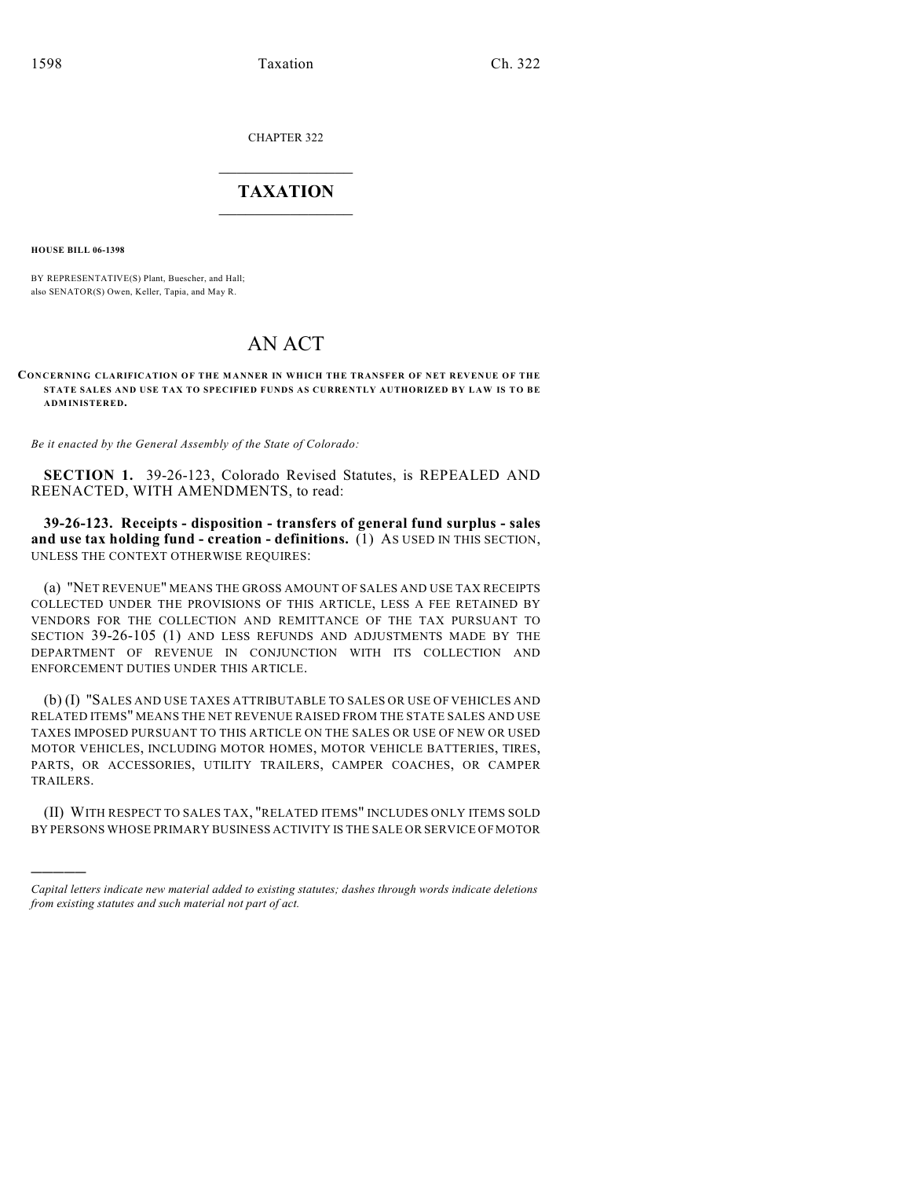CHAPTER 322

# TAXATION

**HOUSE BILL 06-1398**

BY REPRESENTATIVE(S) Plant, Buescher, and Hall;
also SENATOR(S) Owen, Keller, Tapia, and May R.

# AN ACT

**CONCERNING CLARIFICATION OF THE MANNER IN WHICH THE TRANSFER OF NET REVENUE OF THE STATE SALES AND USE TAX TO SPECIFIED FUNDS AS CURRENTLY AUTHORIZED BY LAW IS TO BE ADMINISTERED.**

*Be it enacted by the General Assembly of the State of Colorado:*

**SECTION 1.** 39-26-123, Colorado Revised Statutes, is REPEALED AND REENACTED, WITH AMENDMENTS, to read:

**39-26-123. Receipts - disposition - transfers of general fund surplus - sales and use tax holding fund - creation - definitions.** (1) AS USED IN THIS SECTION, UNLESS THE CONTEXT OTHERWISE REQUIRES:

(a) "NET REVENUE" MEANS THE GROSS AMOUNT OF SALES AND USE TAX RECEIPTS COLLECTED UNDER THE PROVISIONS OF THIS ARTICLE, LESS A FEE RETAINED BY VENDORS FOR THE COLLECTION AND REMITTANCE OF THE TAX PURSUANT TO SECTION 39-26-105 (1) AND LESS REFUNDS AND ADJUSTMENTS MADE BY THE DEPARTMENT OF REVENUE IN CONJUNCTION WITH ITS COLLECTION AND ENFORCEMENT DUTIES UNDER THIS ARTICLE.

(b) (I) "SALES AND USE TAXES ATTRIBUTABLE TO SALES OR USE OF VEHICLES AND RELATED ITEMS" MEANS THE NET REVENUE RAISED FROM THE STATE SALES AND USE TAXES IMPOSED PURSUANT TO THIS ARTICLE ON THE SALES OR USE OF NEW OR USED MOTOR VEHICLES, INCLUDING MOTOR HOMES, MOTOR VEHICLE BATTERIES, TIRES, PARTS, OR ACCESSORIES, UTILITY TRAILERS, CAMPER COACHES, OR CAMPER TRAILERS.

(II) WITH RESPECT TO SALES TAX, "RELATED ITEMS" INCLUDES ONLY ITEMS SOLD BY PERSONS WHOSE PRIMARY BUSINESS ACTIVITY IS THE SALE OR SERVICE OF MOTOR

---

*Capital letters indicate new material added to existing statutes; dashes through words indicate deletions from existing statutes and such material not part of act.*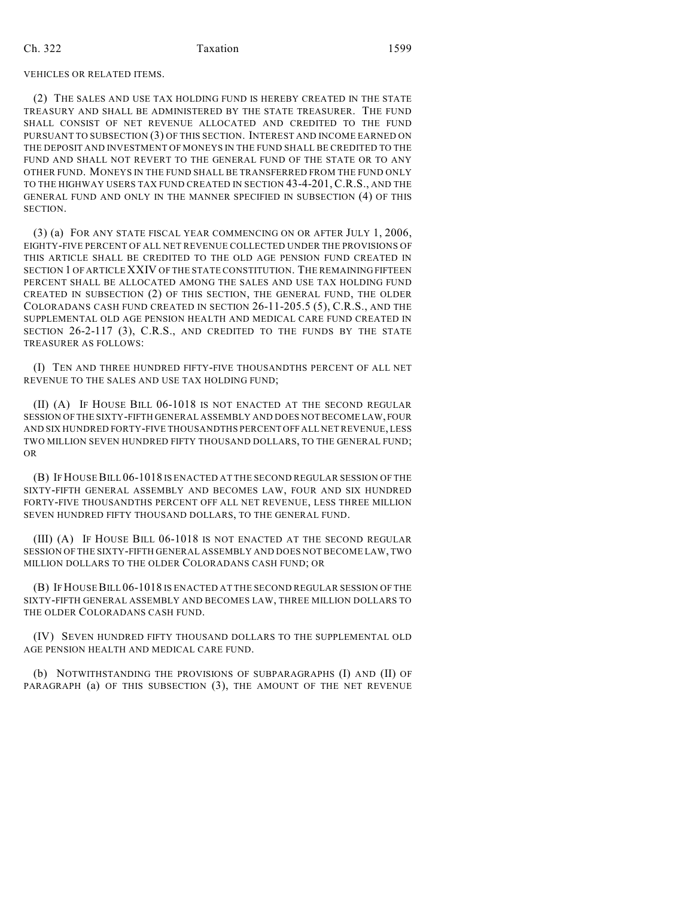VEHICLES OR RELATED ITEMS.

(2) THE SALES AND USE TAX HOLDING FUND IS HEREBY CREATED IN THE STATE TREASURY AND SHALL BE ADMINISTERED BY THE STATE TREASURER. THE FUND SHALL CONSIST OF NET REVENUE ALLOCATED AND CREDITED TO THE FUND PURSUANT TO SUBSECTION (3) OF THIS SECTION. INTEREST AND INCOME EARNED ON THE DEPOSIT AND INVESTMENT OF MONEYS IN THE FUND SHALL BE CREDITED TO THE FUND AND SHALL NOT REVERT TO THE GENERAL FUND OF THE STATE OR TO ANY OTHER FUND. MONEYS IN THE FUND SHALL BE TRANSFERRED FROM THE FUND ONLY TO THE HIGHWAY USERS TAX FUND CREATED IN SECTION 43-4-201, C.R.S., AND THE GENERAL FUND AND ONLY IN THE MANNER SPECIFIED IN SUBSECTION (4) OF THIS SECTION.

(3) (a) FOR ANY STATE FISCAL YEAR COMMENCING ON OR AFTER JULY 1, 2006, EIGHTY-FIVE PERCENT OF ALL NET REVENUE COLLECTED UNDER THE PROVISIONS OF THIS ARTICLE SHALL BE CREDITED TO THE OLD AGE PENSION FUND CREATED IN SECTION 1 OF ARTICLE XXIV OF THE STATE CONSTITUTION. THE REMAINING FIFTEEN PERCENT SHALL BE ALLOCATED AMONG THE SALES AND USE TAX HOLDING FUND CREATED IN SUBSECTION (2) OF THIS SECTION, THE GENERAL FUND, THE OLDER COLORADANS CASH FUND CREATED IN SECTION 26-11-205.5 (5), C.R.S., AND THE SUPPLEMENTAL OLD AGE PENSION HEALTH AND MEDICAL CARE FUND CREATED IN SECTION 26-2-117 (3), C.R.S., AND CREDITED TO THE FUNDS BY THE STATE TREASURER AS FOLLOWS:

(I) TEN AND THREE HUNDRED FIFTY-FIVE THOUSANDTHS PERCENT OF ALL NET REVENUE TO THE SALES AND USE TAX HOLDING FUND;

(II) (A) IF HOUSE BILL 06-1018 IS NOT ENACTED AT THE SECOND REGULAR SESSION OF THE SIXTY-FIFTH GENERAL ASSEMBLY AND DOES NOT BECOME LAW, FOUR AND SIX HUNDRED FORTY-FIVE THOUSANDTHS PERCENT OFF ALL NET REVENUE, LESS TWO MILLION SEVEN HUNDRED FIFTY THOUSAND DOLLARS, TO THE GENERAL FUND; OR

(B) IF HOUSE BILL 06-1018 IS ENACTED AT THE SECOND REGULAR SESSION OF THE SIXTY-FIFTH GENERAL ASSEMBLY AND BECOMES LAW, FOUR AND SIX HUNDRED FORTY-FIVE THOUSANDTHS PERCENT OFF ALL NET REVENUE, LESS THREE MILLION SEVEN HUNDRED FIFTY THOUSAND DOLLARS, TO THE GENERAL FUND.

(III) (A) IF HOUSE BILL 06-1018 IS NOT ENACTED AT THE SECOND REGULAR SESSION OF THE SIXTY-FIFTH GENERAL ASSEMBLY AND DOES NOT BECOME LAW, TWO MILLION DOLLARS TO THE OLDER COLORADANS CASH FUND; OR

(B) IF HOUSE BILL 06-1018 IS ENACTED AT THE SECOND REGULAR SESSION OF THE SIXTY-FIFTH GENERAL ASSEMBLY AND BECOMES LAW, THREE MILLION DOLLARS TO THE OLDER COLORADANS CASH FUND.

(IV) SEVEN HUNDRED FIFTY THOUSAND DOLLARS TO THE SUPPLEMENTAL OLD AGE PENSION HEALTH AND MEDICAL CARE FUND.

(b) NOTWITHSTANDING THE PROVISIONS OF SUBPARAGRAPHS (I) AND (II) OF PARAGRAPH (a) OF THIS SUBSECTION (3), THE AMOUNT OF THE NET REVENUE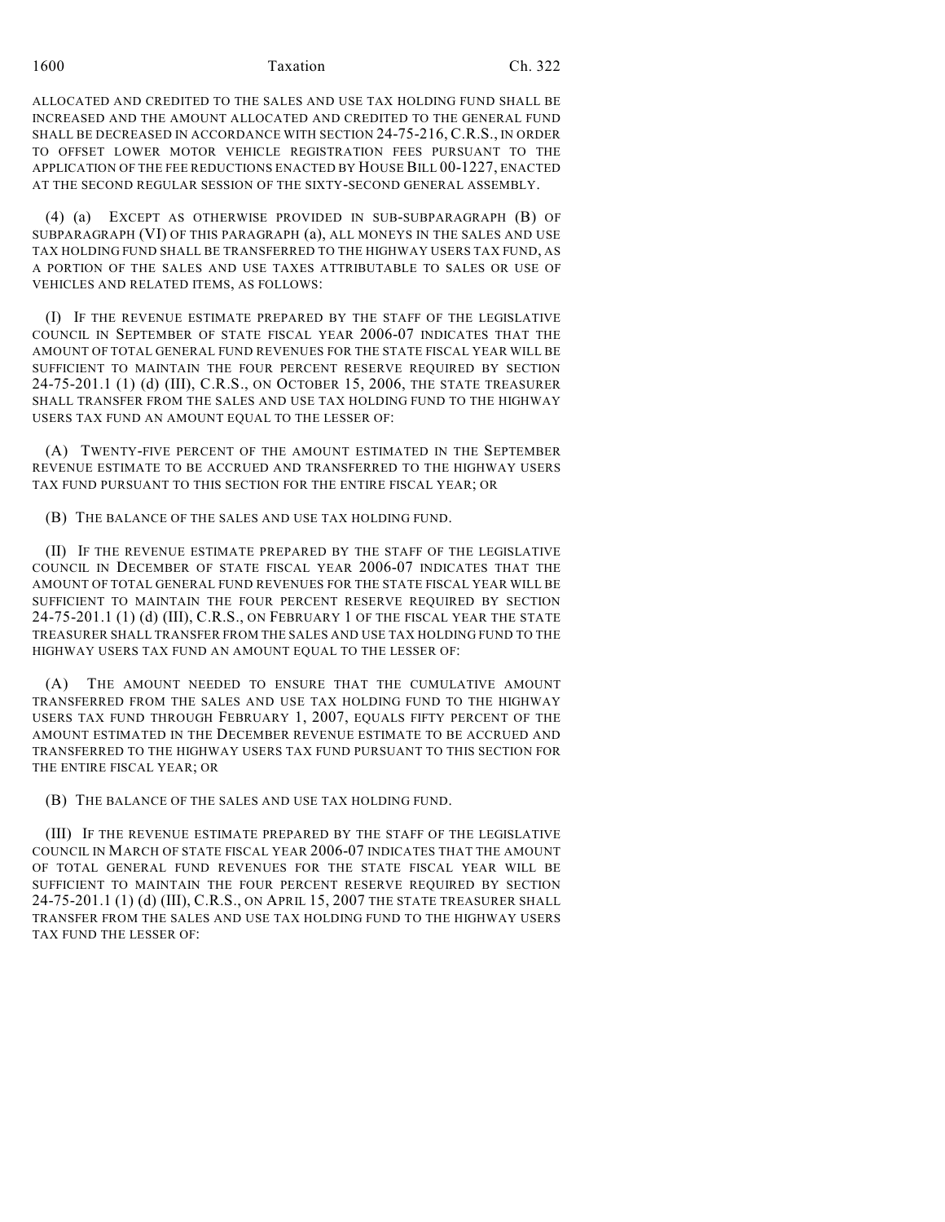ALLOCATED AND CREDITED TO THE SALES AND USE TAX HOLDING FUND SHALL BE INCREASED AND THE AMOUNT ALLOCATED AND CREDITED TO THE GENERAL FUND SHALL BE DECREASED IN ACCORDANCE WITH SECTION 24-75-216, C.R.S., IN ORDER TO OFFSET LOWER MOTOR VEHICLE REGISTRATION FEES PURSUANT TO THE APPLICATION OF THE FEE REDUCTIONS ENACTED BY HOUSE BILL 00-1227, ENACTED AT THE SECOND REGULAR SESSION OF THE SIXTY-SECOND GENERAL ASSEMBLY.

(4) (a) EXCEPT AS OTHERWISE PROVIDED IN SUB-SUBPARAGRAPH (B) OF SUBPARAGRAPH (VI) OF THIS PARAGRAPH (a), ALL MONEYS IN THE SALES AND USE TAX HOLDING FUND SHALL BE TRANSFERRED TO THE HIGHWAY USERS TAX FUND, AS A PORTION OF THE SALES AND USE TAXES ATTRIBUTABLE TO SALES OR USE OF VEHICLES AND RELATED ITEMS, AS FOLLOWS:

(I) IF THE REVENUE ESTIMATE PREPARED BY THE STAFF OF THE LEGISLATIVE COUNCIL IN SEPTEMBER OF STATE FISCAL YEAR 2006-07 INDICATES THAT THE AMOUNT OF TOTAL GENERAL FUND REVENUES FOR THE STATE FISCAL YEAR WILL BE SUFFICIENT TO MAINTAIN THE FOUR PERCENT RESERVE REQUIRED BY SECTION 24-75-201.1 (1) (d) (III), C.R.S., ON OCTOBER 15, 2006, THE STATE TREASURER SHALL TRANSFER FROM THE SALES AND USE TAX HOLDING FUND TO THE HIGHWAY USERS TAX FUND AN AMOUNT EQUAL TO THE LESSER OF:

(A) TWENTY-FIVE PERCENT OF THE AMOUNT ESTIMATED IN THE SEPTEMBER REVENUE ESTIMATE TO BE ACCRUED AND TRANSFERRED TO THE HIGHWAY USERS TAX FUND PURSUANT TO THIS SECTION FOR THE ENTIRE FISCAL YEAR; OR

(B) THE BALANCE OF THE SALES AND USE TAX HOLDING FUND.

(II) IF THE REVENUE ESTIMATE PREPARED BY THE STAFF OF THE LEGISLATIVE COUNCIL IN DECEMBER OF STATE FISCAL YEAR 2006-07 INDICATES THAT THE AMOUNT OF TOTAL GENERAL FUND REVENUES FOR THE STATE FISCAL YEAR WILL BE SUFFICIENT TO MAINTAIN THE FOUR PERCENT RESERVE REQUIRED BY SECTION 24-75-201.1 (1) (d) (III), C.R.S., ON FEBRUARY 1 OF THE FISCAL YEAR THE STATE TREASURER SHALL TRANSFER FROM THE SALES AND USE TAX HOLDING FUND TO THE HIGHWAY USERS TAX FUND AN AMOUNT EQUAL TO THE LESSER OF:

(A) THE AMOUNT NEEDED TO ENSURE THAT THE CUMULATIVE AMOUNT TRANSFERRED FROM THE SALES AND USE TAX HOLDING FUND TO THE HIGHWAY USERS TAX FUND THROUGH FEBRUARY 1, 2007, EQUALS FIFTY PERCENT OF THE AMOUNT ESTIMATED IN THE DECEMBER REVENUE ESTIMATE TO BE ACCRUED AND TRANSFERRED TO THE HIGHWAY USERS TAX FUND PURSUANT TO THIS SECTION FOR THE ENTIRE FISCAL YEAR; OR

(B) THE BALANCE OF THE SALES AND USE TAX HOLDING FUND.

(III) IF THE REVENUE ESTIMATE PREPARED BY THE STAFF OF THE LEGISLATIVE COUNCIL IN MARCH OF STATE FISCAL YEAR 2006-07 INDICATES THAT THE AMOUNT OF TOTAL GENERAL FUND REVENUES FOR THE STATE FISCAL YEAR WILL BE SUFFICIENT TO MAINTAIN THE FOUR PERCENT RESERVE REQUIRED BY SECTION 24-75-201.1 (1) (d) (III), C.R.S., ON APRIL 15, 2007 THE STATE TREASURER SHALL TRANSFER FROM THE SALES AND USE TAX HOLDING FUND TO THE HIGHWAY USERS TAX FUND THE LESSER OF: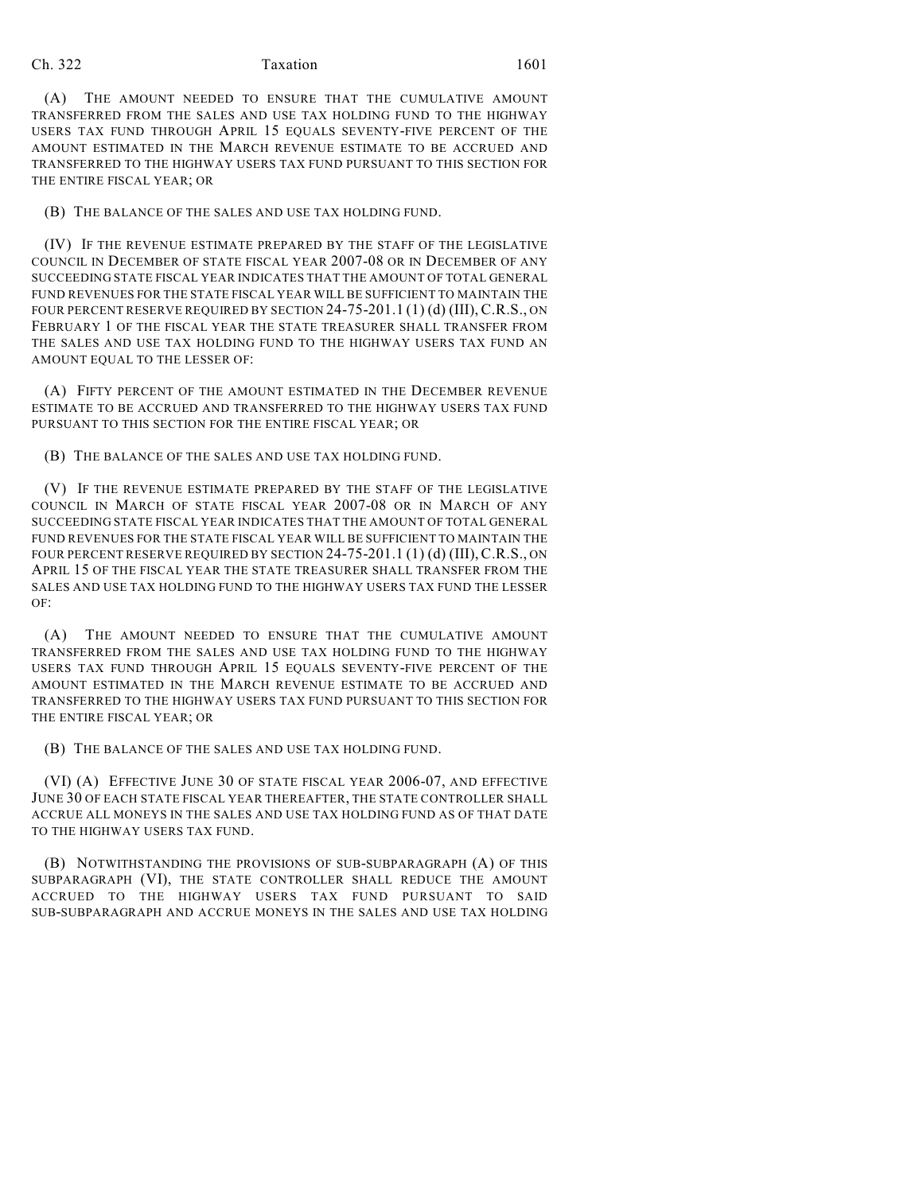(A) THE AMOUNT NEEDED TO ENSURE THAT THE CUMULATIVE AMOUNT TRANSFERRED FROM THE SALES AND USE TAX HOLDING FUND TO THE HIGHWAY USERS TAX FUND THROUGH APRIL 15 EQUALS SEVENTY-FIVE PERCENT OF THE AMOUNT ESTIMATED IN THE MARCH REVENUE ESTIMATE TO BE ACCRUED AND TRANSFERRED TO THE HIGHWAY USERS TAX FUND PURSUANT TO THIS SECTION FOR THE ENTIRE FISCAL YEAR; OR

(B) THE BALANCE OF THE SALES AND USE TAX HOLDING FUND.

(IV) IF THE REVENUE ESTIMATE PREPARED BY THE STAFF OF THE LEGISLATIVE COUNCIL IN DECEMBER OF STATE FISCAL YEAR 2007-08 OR IN DECEMBER OF ANY SUCCEEDING STATE FISCAL YEAR INDICATES THAT THE AMOUNT OF TOTAL GENERAL FUND REVENUES FOR THE STATE FISCAL YEAR WILL BE SUFFICIENT TO MAINTAIN THE FOUR PERCENT RESERVE REQUIRED BY SECTION 24-75-201.1 (1) (d) (III), C.R.S., ON FEBRUARY 1 OF THE FISCAL YEAR THE STATE TREASURER SHALL TRANSFER FROM THE SALES AND USE TAX HOLDING FUND TO THE HIGHWAY USERS TAX FUND AN AMOUNT EQUAL TO THE LESSER OF:

(A) FIFTY PERCENT OF THE AMOUNT ESTIMATED IN THE DECEMBER REVENUE ESTIMATE TO BE ACCRUED AND TRANSFERRED TO THE HIGHWAY USERS TAX FUND PURSUANT TO THIS SECTION FOR THE ENTIRE FISCAL YEAR; OR

(B) THE BALANCE OF THE SALES AND USE TAX HOLDING FUND.

(V) IF THE REVENUE ESTIMATE PREPARED BY THE STAFF OF THE LEGISLATIVE COUNCIL IN MARCH OF STATE FISCAL YEAR 2007-08 OR IN MARCH OF ANY SUCCEEDING STATE FISCAL YEAR INDICATES THAT THE AMOUNT OF TOTAL GENERAL FUND REVENUES FOR THE STATE FISCAL YEAR WILL BE SUFFICIENT TO MAINTAIN THE FOUR PERCENT RESERVE REQUIRED BY SECTION 24-75-201.1 (1) (d) (III), C.R.S., ON APRIL 15 OF THE FISCAL YEAR THE STATE TREASURER SHALL TRANSFER FROM THE SALES AND USE TAX HOLDING FUND TO THE HIGHWAY USERS TAX FUND THE LESSER OF:

(A) THE AMOUNT NEEDED TO ENSURE THAT THE CUMULATIVE AMOUNT TRANSFERRED FROM THE SALES AND USE TAX HOLDING FUND TO THE HIGHWAY USERS TAX FUND THROUGH APRIL 15 EQUALS SEVENTY-FIVE PERCENT OF THE AMOUNT ESTIMATED IN THE MARCH REVENUE ESTIMATE TO BE ACCRUED AND TRANSFERRED TO THE HIGHWAY USERS TAX FUND PURSUANT TO THIS SECTION FOR THE ENTIRE FISCAL YEAR; OR

(B) THE BALANCE OF THE SALES AND USE TAX HOLDING FUND.

(VI) (A) EFFECTIVE JUNE 30 OF STATE FISCAL YEAR 2006-07, AND EFFECTIVE JUNE 30 OF EACH STATE FISCAL YEAR THEREAFTER, THE STATE CONTROLLER SHALL ACCRUE ALL MONEYS IN THE SALES AND USE TAX HOLDING FUND AS OF THAT DATE TO THE HIGHWAY USERS TAX FUND.

(B) NOTWITHSTANDING THE PROVISIONS OF SUB-SUBPARAGRAPH (A) OF THIS SUBPARAGRAPH (VI), THE STATE CONTROLLER SHALL REDUCE THE AMOUNT ACCRUED TO THE HIGHWAY USERS TAX FUND PURSUANT TO SAID SUB-SUBPARAGRAPH AND ACCRUE MONEYS IN THE SALES AND USE TAX HOLDING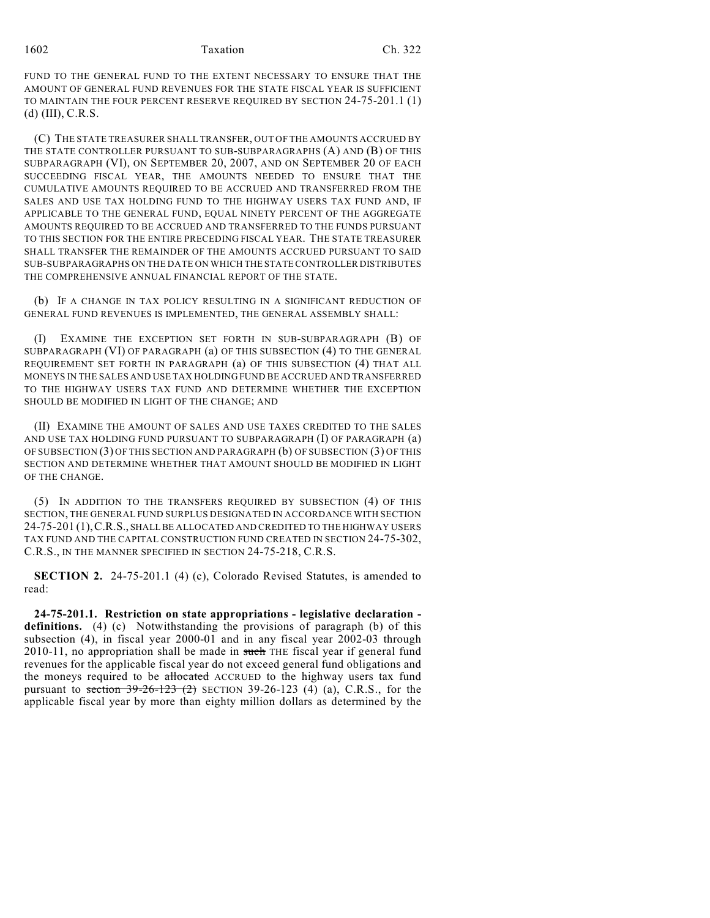FUND TO THE GENERAL FUND TO THE EXTENT NECESSARY TO ENSURE THAT THE AMOUNT OF GENERAL FUND REVENUES FOR THE STATE FISCAL YEAR IS SUFFICIENT TO MAINTAIN THE FOUR PERCENT RESERVE REQUIRED BY SECTION 24-75-201.1 (1) (d) (III), C.R.S.

(C) THE STATE TREASURER SHALL TRANSFER, OUT OF THE AMOUNTS ACCRUED BY THE STATE CONTROLLER PURSUANT TO SUB-SUBPARAGRAPHS (A) AND (B) OF THIS SUBPARAGRAPH (VI), ON SEPTEMBER 20, 2007, AND ON SEPTEMBER 20 OF EACH SUCCEEDING FISCAL YEAR, THE AMOUNTS NEEDED TO ENSURE THAT THE CUMULATIVE AMOUNTS REQUIRED TO BE ACCRUED AND TRANSFERRED FROM THE SALES AND USE TAX HOLDING FUND TO THE HIGHWAY USERS TAX FUND AND, IF APPLICABLE TO THE GENERAL FUND, EQUAL NINETY PERCENT OF THE AGGREGATE AMOUNTS REQUIRED TO BE ACCRUED AND TRANSFERRED TO THE FUNDS PURSUANT TO THIS SECTION FOR THE ENTIRE PRECEDING FISCAL YEAR. THE STATE TREASURER SHALL TRANSFER THE REMAINDER OF THE AMOUNTS ACCRUED PURSUANT TO SAID SUB-SUBPARAGRAPHS ON THE DATE ON WHICH THE STATE CONTROLLER DISTRIBUTES THE COMPREHENSIVE ANNUAL FINANCIAL REPORT OF THE STATE.

(b) IF A CHANGE IN TAX POLICY RESULTING IN A SIGNIFICANT REDUCTION OF GENERAL FUND REVENUES IS IMPLEMENTED, THE GENERAL ASSEMBLY SHALL:

(I) EXAMINE THE EXCEPTION SET FORTH IN SUB-SUBPARAGRAPH (B) OF SUBPARAGRAPH (VI) OF PARAGRAPH (a) OF THIS SUBSECTION (4) TO THE GENERAL REQUIREMENT SET FORTH IN PARAGRAPH (a) OF THIS SUBSECTION (4) THAT ALL MONEYS IN THE SALES AND USE TAX HOLDING FUND BE ACCRUED AND TRANSFERRED TO THE HIGHWAY USERS TAX FUND AND DETERMINE WHETHER THE EXCEPTION SHOULD BE MODIFIED IN LIGHT OF THE CHANGE; AND

(II) EXAMINE THE AMOUNT OF SALES AND USE TAXES CREDITED TO THE SALES AND USE TAX HOLDING FUND PURSUANT TO SUBPARAGRAPH (I) OF PARAGRAPH (a) OF SUBSECTION (3) OF THIS SECTION AND PARAGRAPH (b) OF SUBSECTION (3) OF THIS SECTION AND DETERMINE WHETHER THAT AMOUNT SHOULD BE MODIFIED IN LIGHT OF THE CHANGE.

(5) IN ADDITION TO THE TRANSFERS REQUIRED BY SUBSECTION (4) OF THIS SECTION, THE GENERAL FUND SURPLUS DESIGNATED IN ACCORDANCE WITH SECTION 24-75-201 (1), C.R.S., SHALL BE ALLOCATED AND CREDITED TO THE HIGHWAY USERS TAX FUND AND THE CAPITAL CONSTRUCTION FUND CREATED IN SECTION 24-75-302, C.R.S., IN THE MANNER SPECIFIED IN SECTION 24-75-218, C.R.S.

**SECTION 2.** 24-75-201.1 (4) (c), Colorado Revised Statutes, is amended to read:

**24-75-201.1. Restriction on state appropriations - legislative declaration - definitions.** (4) (c) Notwithstanding the provisions of paragraph (b) of this subsection (4), in fiscal year 2000-01 and in any fiscal year 2002-03 through 2010-11, no appropriation shall be made in ~~such~~ THE fiscal year if general fund revenues for the applicable fiscal year do not exceed general fund obligations and the moneys required to be ~~allocated~~ ACCRUED to the highway users tax fund pursuant to ~~section 39-26-123 (2)~~ SECTION 39-26-123 (4) (a), C.R.S., for the applicable fiscal year by more than eighty million dollars as determined by the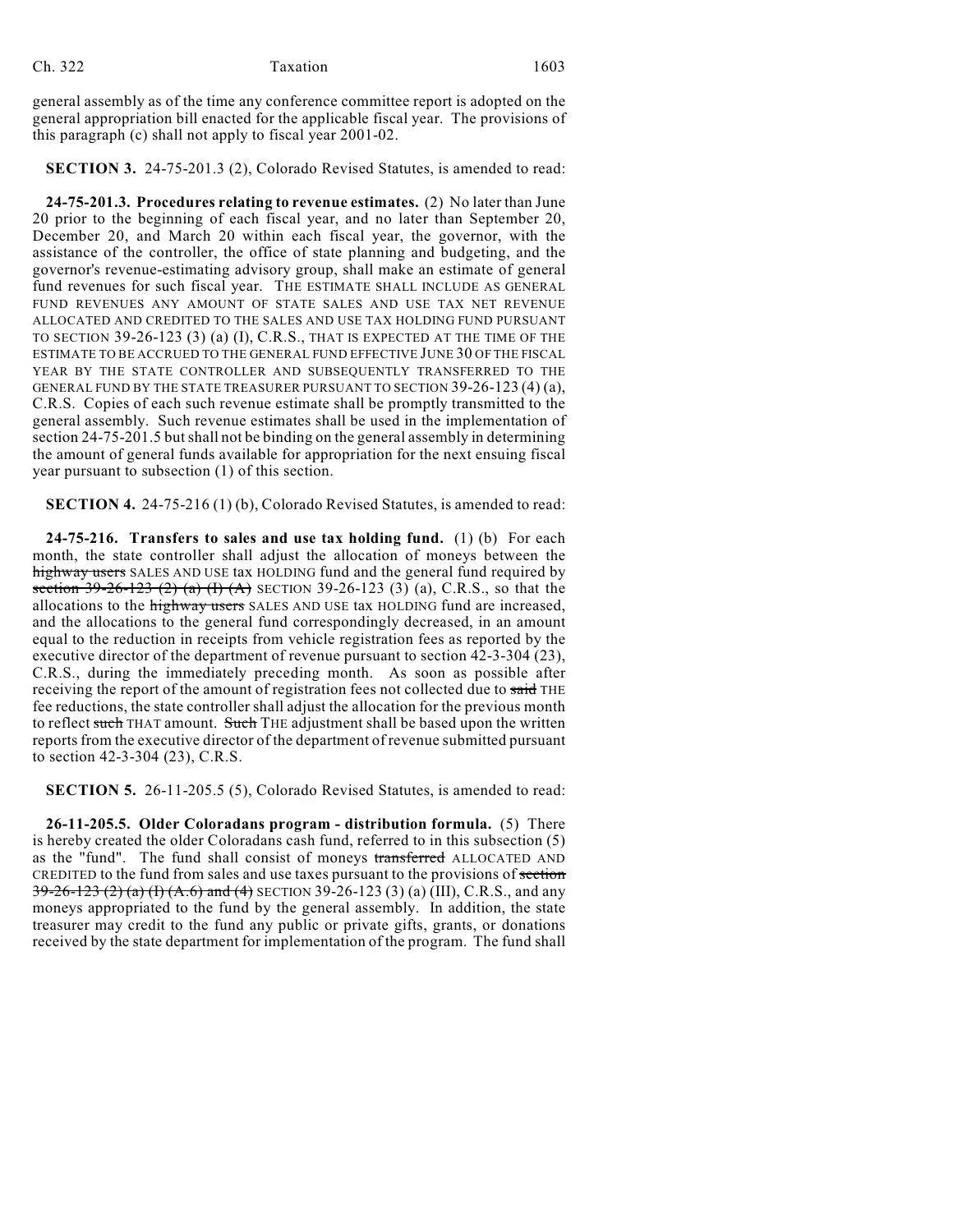general assembly as of the time any conference committee report is adopted on the general appropriation bill enacted for the applicable fiscal year. The provisions of this paragraph (c) shall not apply to fiscal year 2001-02.

**SECTION 3.** 24-75-201.3 (2), Colorado Revised Statutes, is amended to read:

**24-75-201.3. Procedures relating to revenue estimates.** (2) No later than June 20 prior to the beginning of each fiscal year, and no later than September 20, December 20, and March 20 within each fiscal year, the governor, with the assistance of the controller, the office of state planning and budgeting, and the governor's revenue-estimating advisory group, shall make an estimate of general fund revenues for such fiscal year. THE ESTIMATE SHALL INCLUDE AS GENERAL FUND REVENUES ANY AMOUNT OF STATE SALES AND USE TAX NET REVENUE ALLOCATED AND CREDITED TO THE SALES AND USE TAX HOLDING FUND PURSUANT TO SECTION 39-26-123 (3) (a) (I), C.R.S., THAT IS EXPECTED AT THE TIME OF THE ESTIMATE TO BE ACCRUED TO THE GENERAL FUND EFFECTIVE JUNE 30 OF THE FISCAL YEAR BY THE STATE CONTROLLER AND SUBSEQUENTLY TRANSFERRED TO THE GENERAL FUND BY THE STATE TREASURER PURSUANT TO SECTION 39-26-123 (4) (a), C.R.S. Copies of each such revenue estimate shall be promptly transmitted to the general assembly. Such revenue estimates shall be used in the implementation of section 24-75-201.5 but shall not be binding on the general assembly in determining the amount of general funds available for appropriation for the next ensuing fiscal year pursuant to subsection (1) of this section.

**SECTION 4.** 24-75-216 (1) (b), Colorado Revised Statutes, is amended to read:

**24-75-216. Transfers to sales and use tax holding fund.** (1) (b) For each month, the state controller shall adjust the allocation of moneys between the ~~highway users~~ SALES AND USE tax HOLDING fund and the general fund required by ~~section 39-26-123 (2) (a) (I) (A)~~ SECTION 39-26-123 (3) (a), C.R.S., so that the allocations to the ~~highway users~~ SALES AND USE tax HOLDING fund are increased, and the allocations to the general fund correspondingly decreased, in an amount equal to the reduction in receipts from vehicle registration fees as reported by the executive director of the department of revenue pursuant to section 42-3-304 (23), C.R.S., during the immediately preceding month. As soon as possible after receiving the report of the amount of registration fees not collected due to ~~said~~ THE fee reductions, the state controller shall adjust the allocation for the previous month to reflect ~~such~~ THAT amount. ~~Such~~ THE adjustment shall be based upon the written reports from the executive director of the department of revenue submitted pursuant to section 42-3-304 (23), C.R.S.

**SECTION 5.** 26-11-205.5 (5), Colorado Revised Statutes, is amended to read:

**26-11-205.5. Older Coloradans program - distribution formula.** (5) There is hereby created the older Coloradans cash fund, referred to in this subsection (5) as the "fund". The fund shall consist of moneys ~~transferred~~ ALLOCATED AND CREDITED to the fund from sales and use taxes pursuant to the provisions of ~~section 39-26-123 (2) (a) (I) (A.6) and (4)~~ SECTION 39-26-123 (3) (a) (III), C.R.S., and any moneys appropriated to the fund by the general assembly. In addition, the state treasurer may credit to the fund any public or private gifts, grants, or donations received by the state department for implementation of the program. The fund shall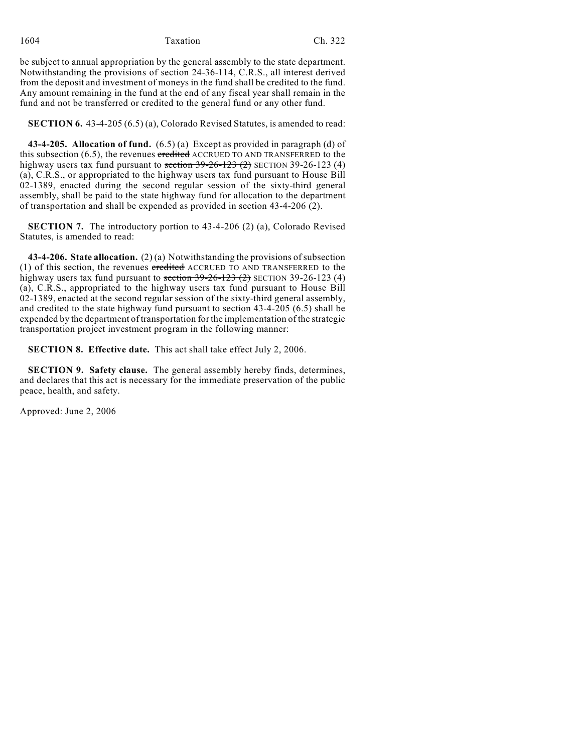be subject to annual appropriation by the general assembly to the state department. Notwithstanding the provisions of section 24-36-114, C.R.S., all interest derived from the deposit and investment of moneys in the fund shall be credited to the fund. Any amount remaining in the fund at the end of any fiscal year shall remain in the fund and not be transferred or credited to the general fund or any other fund.

**SECTION 6.** 43-4-205 (6.5) (a), Colorado Revised Statutes, is amended to read:

**43-4-205. Allocation of fund.** (6.5) (a) Except as provided in paragraph (d) of this subsection (6.5), the revenues ~~credited~~ ACCRUED TO AND TRANSFERRED to the highway users tax fund pursuant to ~~section 39-26-123 (2)~~ SECTION 39-26-123 (4) (a), C.R.S., or appropriated to the highway users tax fund pursuant to House Bill 02-1389, enacted during the second regular session of the sixty-third general assembly, shall be paid to the state highway fund for allocation to the department of transportation and shall be expended as provided in section 43-4-206 (2).

**SECTION 7.** The introductory portion to 43-4-206 (2) (a), Colorado Revised Statutes, is amended to read:

**43-4-206. State allocation.** (2) (a) Notwithstanding the provisions of subsection (1) of this section, the revenues ~~credited~~ ACCRUED TO AND TRANSFERRED to the highway users tax fund pursuant to ~~section 39-26-123 (2)~~ SECTION 39-26-123 (4) (a), C.R.S., appropriated to the highway users tax fund pursuant to House Bill 02-1389, enacted at the second regular session of the sixty-third general assembly, and credited to the state highway fund pursuant to section 43-4-205 (6.5) shall be expended by the department of transportation for the implementation of the strategic transportation project investment program in the following manner:

**SECTION 8. Effective date.** This act shall take effect July 2, 2006.

**SECTION 9. Safety clause.** The general assembly hereby finds, determines, and declares that this act is necessary for the immediate preservation of the public peace, health, and safety.

Approved: June 2, 2006